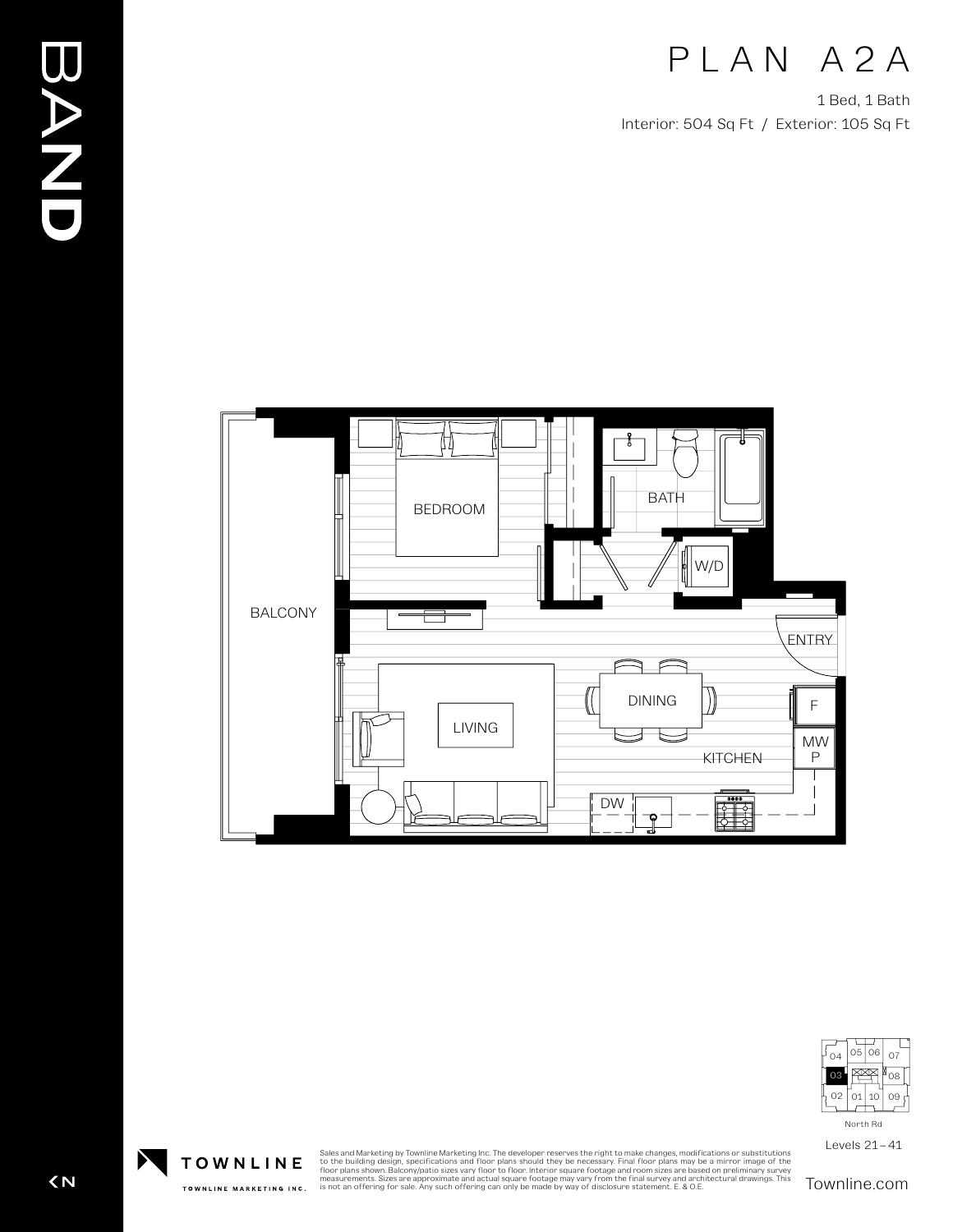BAND

# PLAN A2A

1 Bed, 1 Bath

Interior: 504 Sq Ft / Exterior: 105 Sq Ft

BEDROOM

BATH

W/D

BALCONY

ENTRY

DINING

F

LIVING

MW
P

KITCHEN

DW

04 05 06 07
03 08
02 01 10 09

North Rd

Levels 21 – 41

TOWNLINE

TOWNLINE MARKETING INC.

Sales and Marketing by Townline Marketing Inc. The developer reserves the right to make changes, modifications or substitutions to the building design, specifications and floor plans should they be necessary. Final floor plans may be a mirror image of the floor plans shown. Balcony/patio sizes vary floor to floor. Interior square footage and room sizes are based on preliminary survey measurements. Sizes are approximate and actual square footage may vary from the final survey and architectural drawings. This is not an offering for sale. Any such offering can only be made by way of disclosure statement. E. & O.E.

Townline.com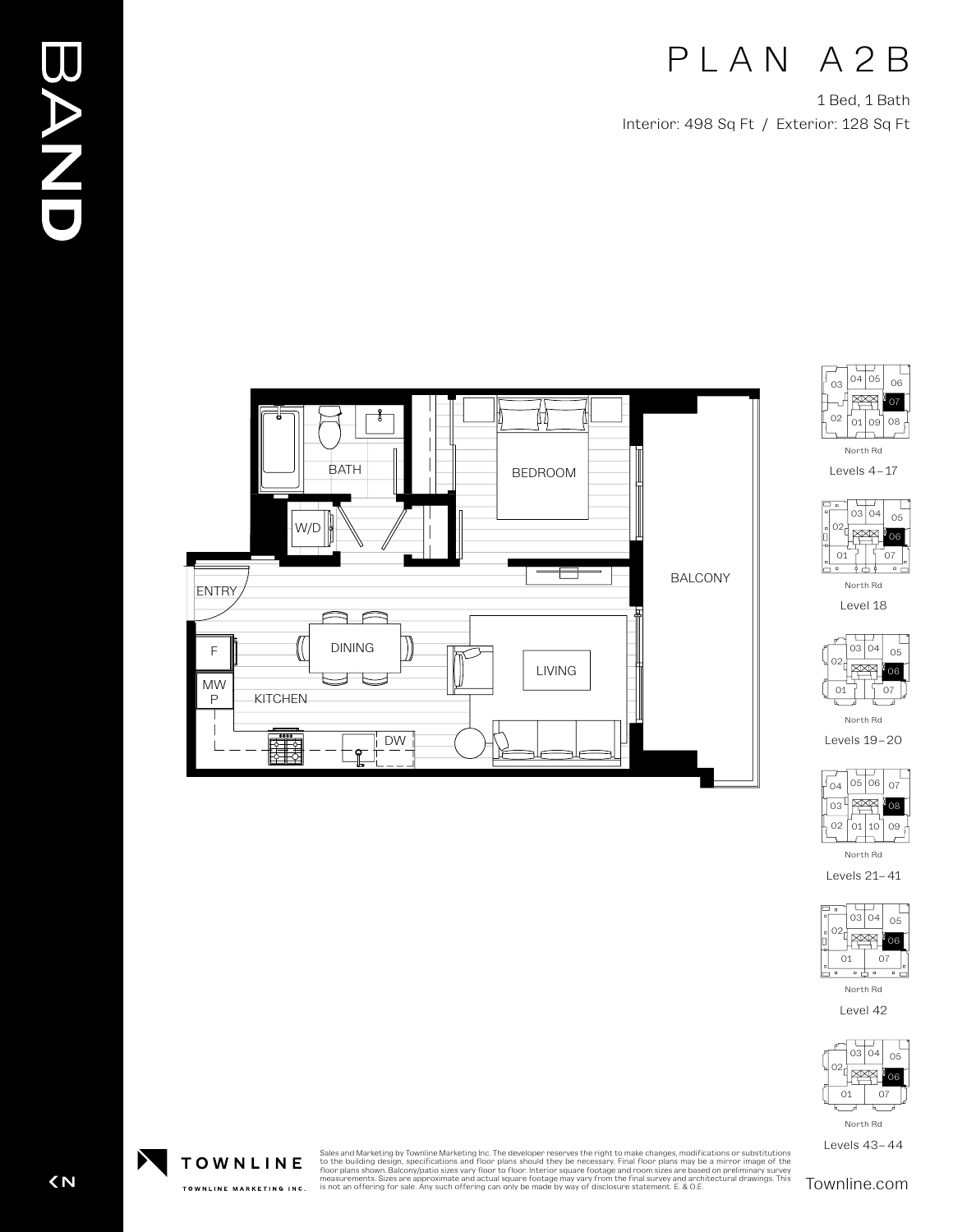# BAND

# PLAN A2B

1 Bed, 1 Bath

Interior: 498 Sq Ft / Exterior: 128 Sq Ft

BATH

W/D

BEDROOM

BALCONY

ENTRY

DINING

LIVING

F

MW
P

KITCHEN

DW

03 04 05 06
07
02 01 09 08

North Rd

Levels 4–17

03 04
02 05
06
01 07

North Rd

Level 18

03 04
02 05
06
01 07

North Rd

Levels 19–20

04 05 06 07
03 08
02 01 10 09

North Rd

Levels 21–41

03 04
02 05
06
01 07

North Rd

Level 42

03 04
02 05
06
01 07

North Rd

Levels 43–44

TOWNLINE

TOWNLINE MARKETING INC.

Sales and Marketing by Townline Marketing Inc. The developer reserves the right to make changes, modifications or substitutions to the building design, specifications and floor plans should they be necessary. Final floor plans may be a mirror image of the floor plans shown. Balcony/patio sizes vary floor to floor. Interior square footage and room sizes are based on preliminary survey measurements. Sizes are approximate and actual square footage may vary from the final survey and architectural drawings. This is not an offering for sale. Any such offering can only be made by way of disclosure statement. E. & O.E.

Townline.com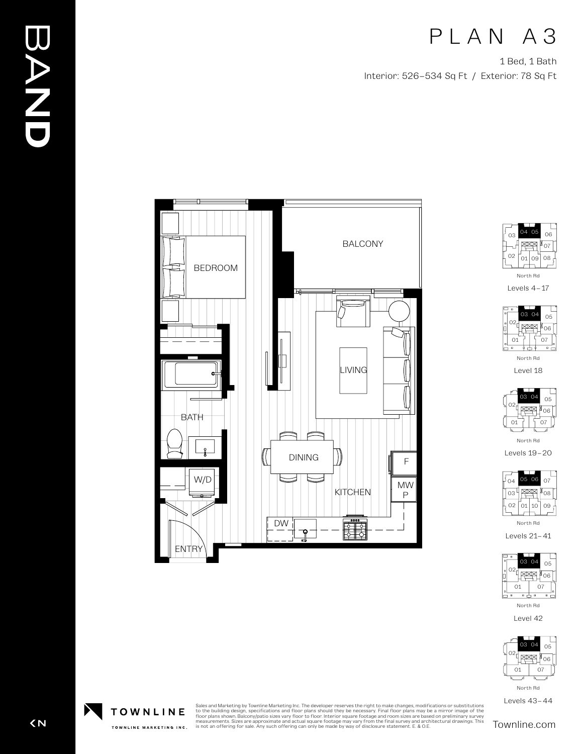# PLAN A3

1 Bed, 1 Bath

Interior: 526–534 Sq Ft / Exterior: 78 Sq Ft

BALCONY

BEDROOM

LIVING

BATH

DINING

F

W/D

MW
P

KITCHEN

DW

ENTRY

North Rd

Levels 4–17

Level 18

Levels 19–20

Levels 21–41

Level 42

Levels 43–44

Sales and Marketing by Townline Marketing Inc. The developer reserves the right to make changes, modifications or substitutions to the building design, specifications and floor plans should they be necessary. Final floor plans may be a mirror image of the floor plans shown. Balcony/patio sizes vary floor to floor. Interior square footage and room sizes are based on preliminary survey measurements. Sizes are approximate and actual square footage may vary from the final survey and architectural drawings. This is not an offering for sale. Any such offering can only be made by way of disclosure statement. E. & O.E.

TOWNLINE

TOWNLINE MARKETING INC.

Townline.com